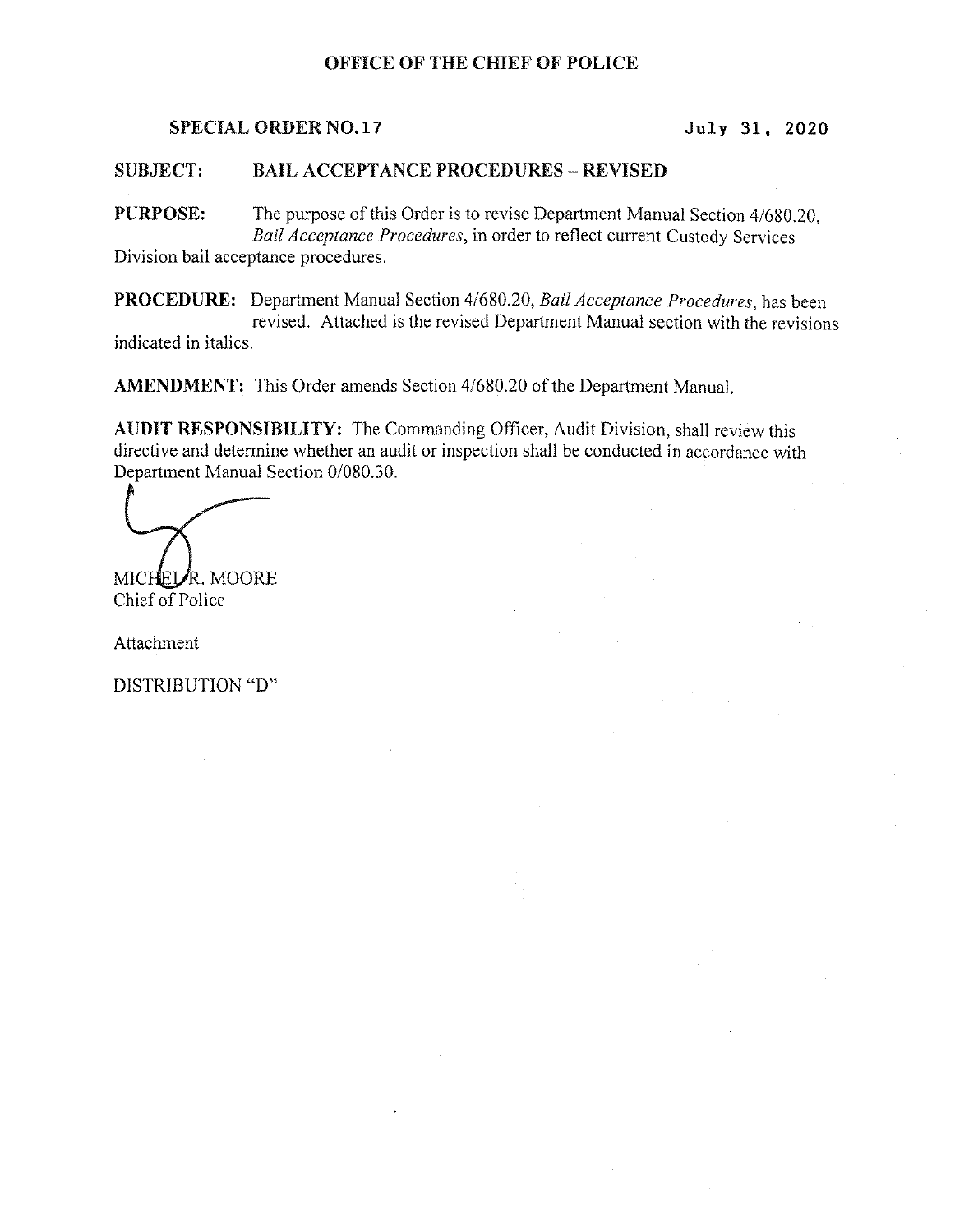# OFFICE OF THE CHIEF OF POLICE

**SPECIAL ORDER NO. 17** July 31, 2020

**SUBJECT: BAIL ACCEPTANCE PROCEDURES – REVISED**

**PURPOSE:** The purpose of this Order is to revise Department Manual Section 4/680.20, *Bail Acceptance Procedures*, in order to reflect current Custody Services Division bail acceptance procedures.

**PROCEDURE:** Department Manual Section 4/680.20, *Bail Acceptance Procedures*, has been revised. Attached is the revised Department Manual section with the revisions indicated in italics.

**AMENDMENT:** This Order amends Section 4/680.20 of the Department Manual.

**AUDIT RESPONSIBILITY:** The Commanding Officer, Audit Division, shall review this directive and determine whether an audit or inspection shall be conducted in accordance with Department Manual Section 0/080.30.

MICHEL R. MOORE
Chief of Police

Attachment

DISTRIBUTION "D"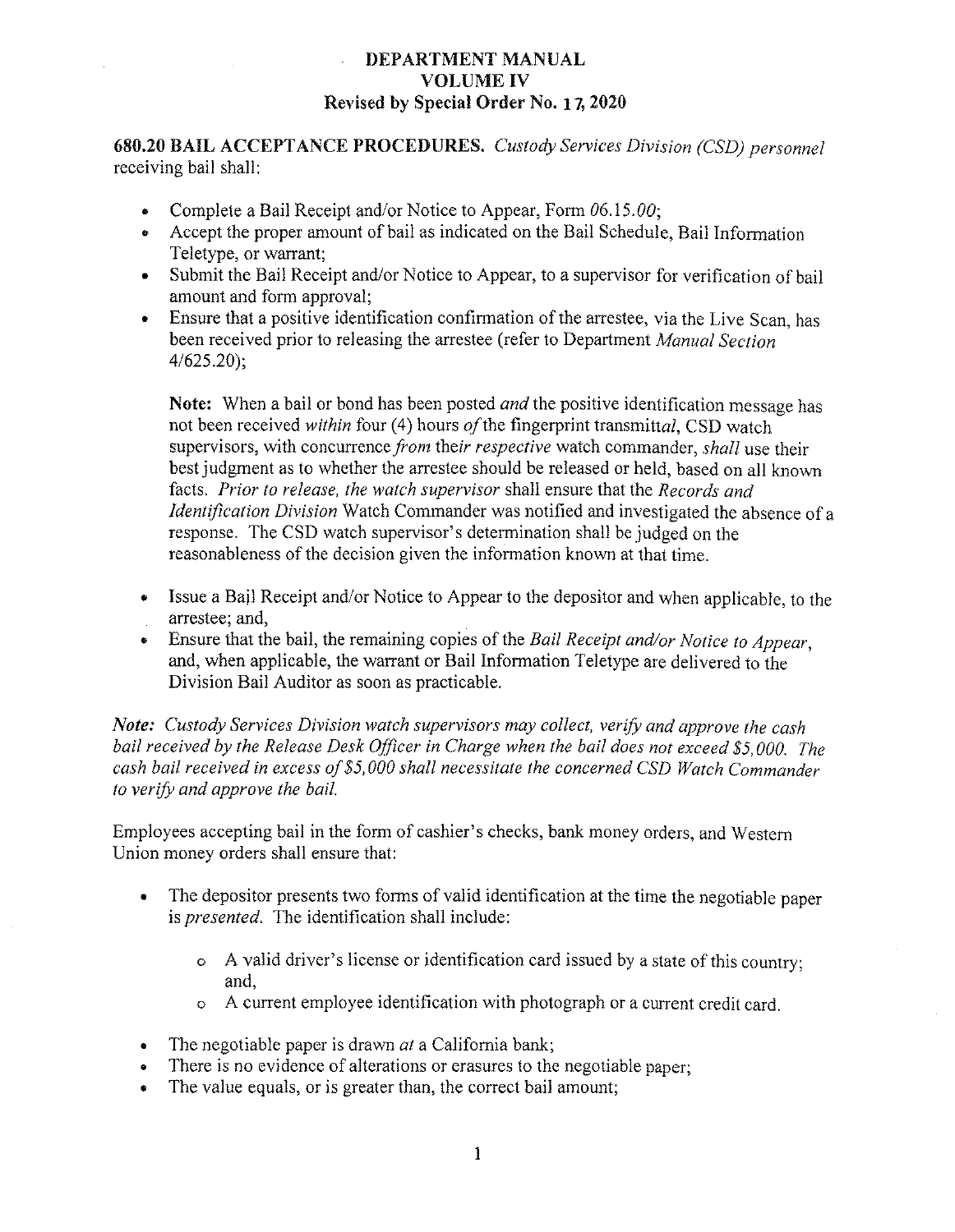# DEPARTMENT MANUAL
## VOLUME IV
### Revised by Special Order No. 17, 2020

**680.20 BAIL ACCEPTANCE PROCEDURES.** *Custody Services Division (CSD) personnel* receiving bail shall:

- Complete a Bail Receipt and/or Notice to Appear, Form *06.15.00*;
- Accept the proper amount of bail as indicated on the Bail Schedule, Bail Information Teletype, or warrant;
- Submit the Bail Receipt and/or Notice to Appear, to a supervisor for verification of bail amount and form approval;
- Ensure that a positive identification confirmation of the arrestee, via the Live Scan, has been received prior to releasing the arrestee (refer to Department *Manual Section* 4/625.20);

  **Note:** When a bail or bond has been posted *and* the positive identification message has not been received *within* four (4) hours *of* the fingerprint transmitt*al*, CSD watch supervisors, with concurrence *from* th*eir respective* watch commander, *shall* use their best judgment as to whether the arrestee should be released or held, based on all known facts. *Prior to release, the watch supervisor* shall ensure that the *Records and Identification Division* Watch Commander was notified and investigated the absence of a response. The CSD watch supervisor's determination shall be judged on the reasonableness of the decision given the information known at that time.

- Issue a Bail Receipt and/or Notice to Appear to the depositor and when applicable, to the arrestee; and,
- Ensure that the bail, the remaining copies of the *Bail Receipt and/or Notice to Appear*, and, when applicable, the warrant or Bail Information Teletype are delivered to the Division Bail Auditor as soon as practicable.

***Note:*** *Custody Services Division watch supervisors may collect, verify and approve the cash bail received by the Release Desk Officer in Charge when the bail does not exceed $5,000. The cash bail received in excess of $5,000 shall necessitate the concerned CSD Watch Commander to verify and approve the bail.*

Employees accepting bail in the form of cashier's checks, bank money orders, and Western Union money orders shall ensure that:

- The depositor presents two forms of valid identification at the time the negotiable paper is *presented*. The identification shall include:
  - A valid driver's license or identification card issued by a state of this country; and,
  - A current employee identification with photograph or a current credit card.
- The negotiable paper is drawn *at* a California bank;
- There is no evidence of alterations or erasures to the negotiable paper;
- The value equals, or is greater than, the correct bail amount;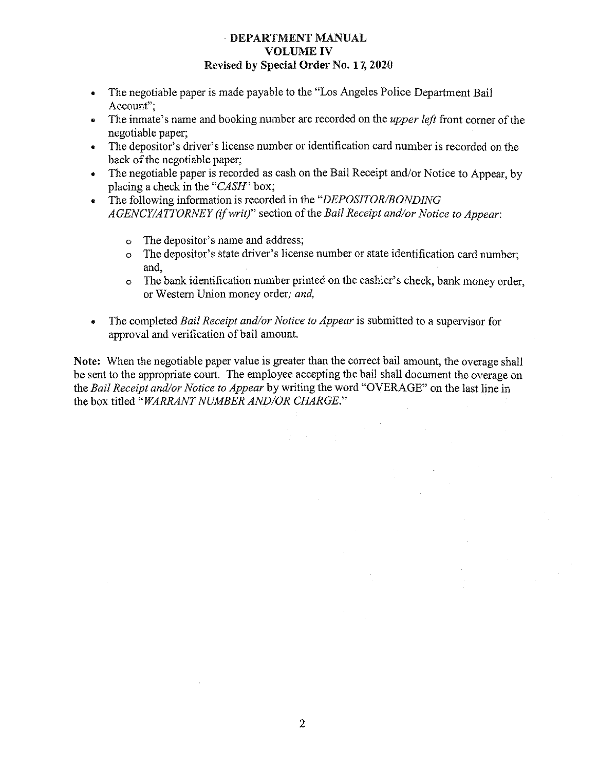- The negotiable paper is made payable to the "Los Angeles Police Department Bail Account";
- The inmate's name and booking number are recorded on the *upper left* front corner of the negotiable paper;
- The depositor's driver's license number or identification card number is recorded on the back of the negotiable paper;
- The negotiable paper is recorded as cash on the Bail Receipt and/or Notice to Appear, by placing a check in the "*CASH*" box;
- The following information is recorded in the "*DEPOSITOR/BONDING AGENCY/ATTORNEY (if writ)*" section of the *Bail Receipt and/or Notice to Appear*:
  - The depositor's name and address;
  - The depositor's state driver's license number or state identification card number; and,
  - The bank identification number printed on the cashier's check, bank money order, or Western Union money order*; and,*
- The completed *Bail Receipt and/or Notice to Appear* is submitted to a supervisor for approval and verification of bail amount.

**Note:** When the negotiable paper value is greater than the correct bail amount, the overage shall be sent to the appropriate court. The employee accepting the bail shall document the overage on the *Bail Receipt and/or Notice to Appear* by writing the word "OVERAGE" on the last line in the box titled "*WARRANT NUMBER AND/OR CHARGE.*"